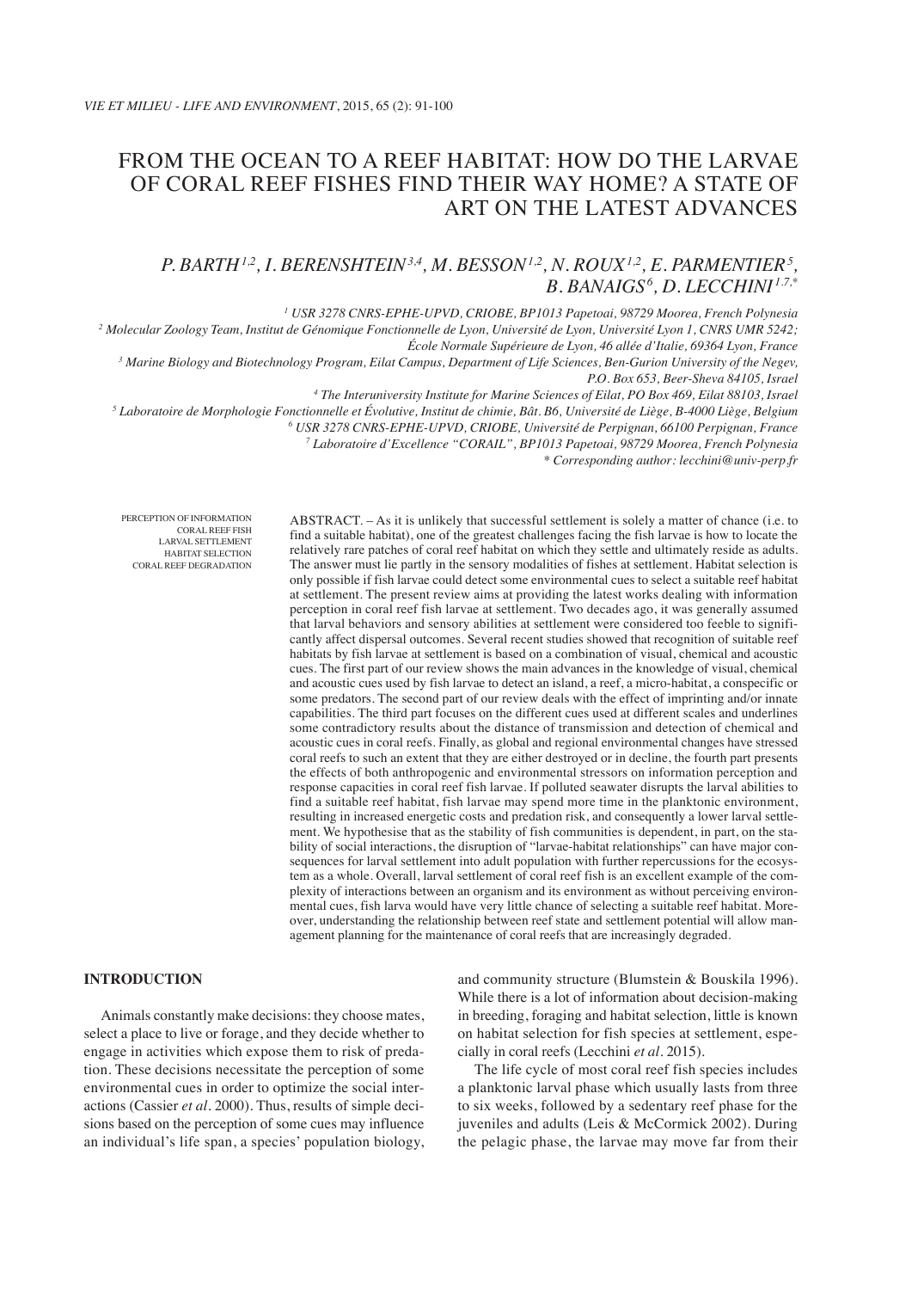# FROM THE OCEAN TO A REEF HABITAT: HOW DO THE LARVAE OF CORAL REEF FISHES FIND THEIR WAY HOME? A STATE OF ART ON THE LATEST ADVANCES

*P. BARTH[1,2], I. BERENSHTEIN[3,4], M. BESSON[1,2], N. ROUX[1,2], E. PARMENTIER[5], B. BANAIGS[6], D. LECCHINI[1,7,*]*

*[1] USR 3278 CNRS-EPHE-UPVD, CRIOBE, BP1013 Papetoai, 98729 Moorea, French Polynesia*
*[2] Molecular Zoology Team, Institut de Génomique Fonctionnelle de Lyon, Université de Lyon, Université Lyon 1, CNRS UMR 5242; École Normale Supérieure de Lyon, 46 allée d'Italie, 69364 Lyon, France*
*[3] Marine Biology and Biotechnology Program, Eilat Campus, Department of Life Sciences, Ben-Gurion University of the Negev, P.O. Box 653, Beer-Sheva 84105, Israel*
*[4] The Interuniversity Institute for Marine Sciences of Eilat, PO Box 469, Eilat 88103, Israel*
*[5] Laboratoire de Morphologie Fonctionnelle et Évolutive, Institut de chimie, Bât. B6, Université de Liège, B-4000 Liège, Belgium*
*[6] USR 3278 CNRS-EPHE-UPVD, CRIOBE, Université de Perpignan, 66100 Perpignan, France*
*[7] Laboratoire d'Excellence "CORAIL", BP1013 Papetoai, 98729 Moorea, French Polynesia*
*\* Corresponding author: lecchini@univ-perp.fr*

PERCEPTION OF INFORMATION
CORAL REEF FISH
LARVAL SETTLEMENT
HABITAT SELECTION
CORAL REEF DEGRADATION

ABSTRACT. – As it is unlikely that successful settlement is solely a matter of chance (i.e. to find a suitable habitat), one of the greatest challenges facing the fish larvae is how to locate the relatively rare patches of coral reef habitat on which they settle and ultimately reside as adults. The answer must lie partly in the sensory modalities of fishes at settlement. Habitat selection is only possible if fish larvae could detect some environmental cues to select a suitable reef habitat at settlement. The present review aims at providing the latest works dealing with information perception in coral reef fish larvae at settlement. Two decades ago, it was generally assumed that larval behaviors and sensory abilities at settlement were considered too feeble to significantly affect dispersal outcomes. Several recent studies showed that recognition of suitable reef habitats by fish larvae at settlement is based on a combination of visual, chemical and acoustic cues. The first part of our review shows the main advances in the knowledge of visual, chemical and acoustic cues used by fish larvae to detect an island, a reef, a micro-habitat, a conspecific or some predators. The second part of our review deals with the effect of imprinting and/or innate capabilities. The third part focuses on the different cues used at different scales and underlines some contradictory results about the distance of transmission and detection of chemical and acoustic cues in coral reefs. Finally, as global and regional environmental changes have stressed coral reefs to such an extent that they are either destroyed or in decline, the fourth part presents the effects of both anthropogenic and environmental stressors on information perception and response capacities in coral reef fish larvae. If polluted seawater disrupts the larval abilities to find a suitable reef habitat, fish larvae may spend more time in the planktonic environment, resulting in increased energetic costs and predation risk, and consequently a lower larval settlement. We hypothesise that as the stability of fish communities is dependent, in part, on the stability of social interactions, the disruption of "larvae-habitat relationships" can have major consequences for larval settlement into adult population with further repercussions for the ecosystem as a whole. Overall, larval settlement of coral reef fish is an excellent example of the complexity of interactions between an organism and its environment as without perceiving environmental cues, fish larva would have very little chance of selecting a suitable reef habitat. Moreover, understanding the relationship between reef state and settlement potential will allow management planning for the maintenance of coral reefs that are increasingly degraded.

## INTRODUCTION

Animals constantly make decisions: they choose mates, select a place to live or forage, and they decide whether to engage in activities which expose them to risk of predation. These decisions necessitate the perception of some environmental cues in order to optimize the social interactions (Cassier *et al.* 2000). Thus, results of simple decisions based on the perception of some cues may influence an individual's life span, a species' population biology, and community structure (Blumstein & Bouskila 1996). While there is a lot of information about decision-making in breeding, foraging and habitat selection, little is known on habitat selection for fish species at settlement, especially in coral reefs (Lecchini *et al.* 2015).

The life cycle of most coral reef fish species includes a planktonic larval phase which usually lasts from three to six weeks, followed by a sedentary reef phase for the juveniles and adults (Leis & McCormick 2002). During the pelagic phase, the larvae may move far from their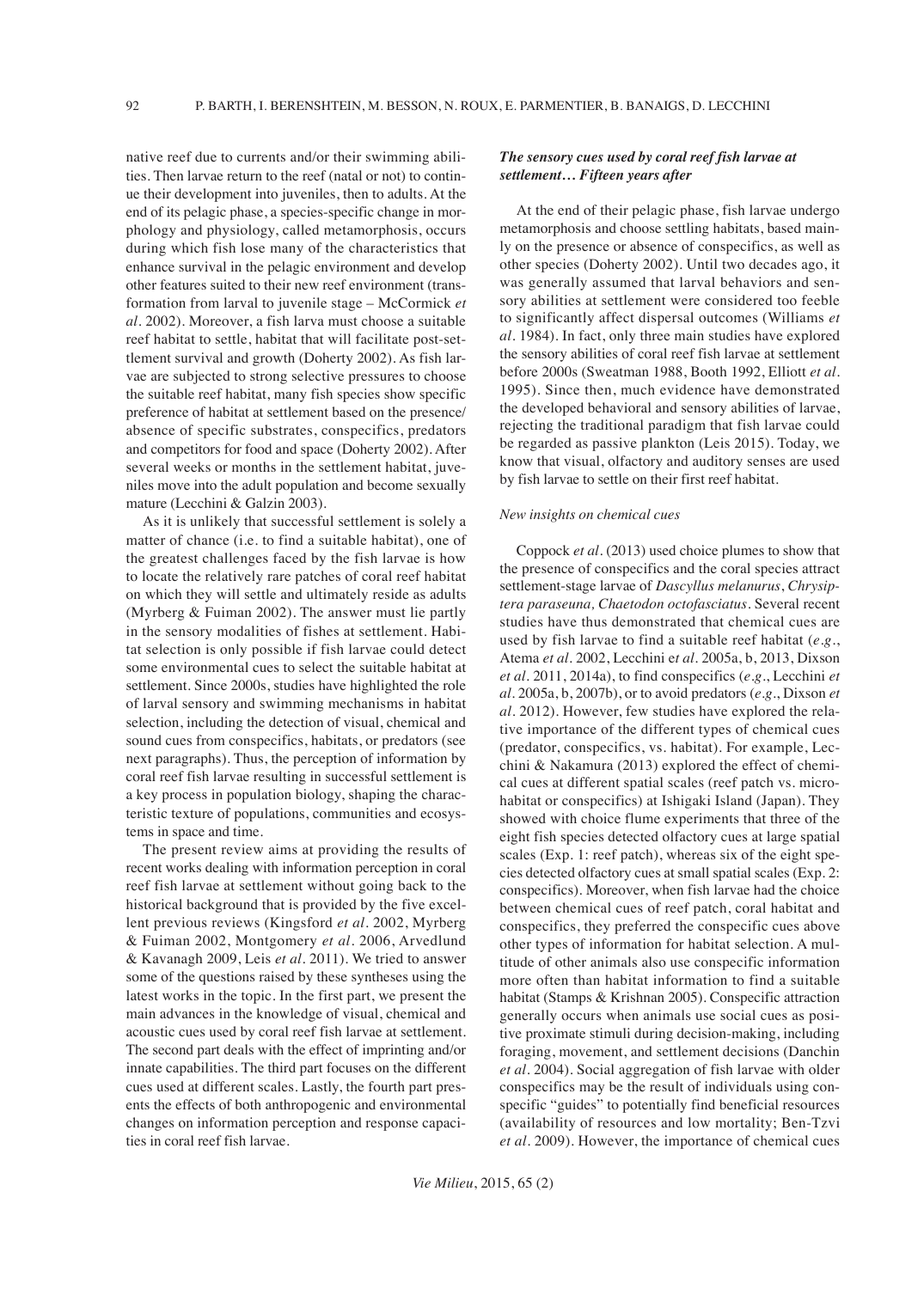native reef due to currents and/or their swimming abilities. Then larvae return to the reef (natal or not) to continue their development into juveniles, then to adults. At the end of its pelagic phase, a species-specific change in morphology and physiology, called metamorphosis, occurs during which fish lose many of the characteristics that enhance survival in the pelagic environment and develop other features suited to their new reef environment (transformation from larval to juvenile stage – McCormick *et al.* 2002). Moreover, a fish larva must choose a suitable reef habitat to settle, habitat that will facilitate post-settlement survival and growth (Doherty 2002). As fish larvae are subjected to strong selective pressures to choose the suitable reef habitat, many fish species show specific preference of habitat at settlement based on the presence/absence of specific substrates, conspecifics, predators and competitors for food and space (Doherty 2002). After several weeks or months in the settlement habitat, juveniles move into the adult population and become sexually mature (Lecchini & Galzin 2003).

As it is unlikely that successful settlement is solely a matter of chance (i.e. to find a suitable habitat), one of the greatest challenges faced by the fish larvae is how to locate the relatively rare patches of coral reef habitat on which they will settle and ultimately reside as adults (Myrberg & Fuiman 2002). The answer must lie partly in the sensory modalities of fishes at settlement. Habitat selection is only possible if fish larvae could detect some environmental cues to select the suitable habitat at settlement. Since 2000s, studies have highlighted the role of larval sensory and swimming mechanisms in habitat selection, including the detection of visual, chemical and sound cues from conspecifics, habitats, or predators (see next paragraphs). Thus, the perception of information by coral reef fish larvae resulting in successful settlement is a key process in population biology, shaping the characteristic texture of populations, communities and ecosystems in space and time.

The present review aims at providing the results of recent works dealing with information perception in coral reef fish larvae at settlement without going back to the historical background that is provided by the five excellent previous reviews (Kingsford *et al.* 2002, Myrberg & Fuiman 2002, Montgomery *et al.* 2006, Arvedlund & Kavanagh 2009, Leis *et al.* 2011). We tried to answer some of the questions raised by these syntheses using the latest works in the topic. In the first part, we present the main advances in the knowledge of visual, chemical and acoustic cues used by coral reef fish larvae at settlement. The second part deals with the effect of imprinting and/or innate capabilities. The third part focuses on the different cues used at different scales. Lastly, the fourth part presents the effects of both anthropogenic and environmental changes on information perception and response capacities in coral reef fish larvae.

### *The sensory cues used by coral reef fish larvae at settlement… Fifteen years after*

At the end of their pelagic phase, fish larvae undergo metamorphosis and choose settling habitats, based mainly on the presence or absence of conspecifics, as well as other species (Doherty 2002). Until two decades ago, it was generally assumed that larval behaviors and sensory abilities at settlement were considered too feeble to significantly affect dispersal outcomes (Williams *et al.* 1984). In fact, only three main studies have explored the sensory abilities of coral reef fish larvae at settlement before 2000s (Sweatman 1988, Booth 1992, Elliott *et al.* 1995). Since then, much evidence have demonstrated the developed behavioral and sensory abilities of larvae, rejecting the traditional paradigm that fish larvae could be regarded as passive plankton (Leis 2015). Today, we know that visual, olfactory and auditory senses are used by fish larvae to settle on their first reef habitat.

#### *New insights on chemical cues*

Coppock *et al.* (2013) used choice plumes to show that the presence of conspecifics and the coral species attract settlement-stage larvae of *Dascyllus melanurus*, *Chrysiptera paraseuna, Chaetodon octofasciatus*. Several recent studies have thus demonstrated that chemical cues are used by fish larvae to find a suitable reef habitat (*e.g.*, Atema *et al.* 2002, Lecchini e*t al.* 2005a, b, 2013, Dixson *et al.* 2011, 2014a), to find conspecifics (*e.g.*, Lecchini *et al.* 2005a, b, 2007b), or to avoid predators (*e.g.*, Dixson *et al.* 2012). However, few studies have explored the relative importance of the different types of chemical cues (predator, conspecifics, vs. habitat). For example, Lecchini & Nakamura (2013) explored the effect of chemical cues at different spatial scales (reef patch vs. microhabitat or conspecifics) at Ishigaki Island (Japan). They showed with choice flume experiments that three of the eight fish species detected olfactory cues at large spatial scales (Exp. 1: reef patch), whereas six of the eight species detected olfactory cues at small spatial scales (Exp. 2: conspecifics). Moreover, when fish larvae had the choice between chemical cues of reef patch, coral habitat and conspecifics, they preferred the conspecific cues above other types of information for habitat selection. A multitude of other animals also use conspecific information more often than habitat information to find a suitable habitat (Stamps & Krishnan 2005). Conspecific attraction generally occurs when animals use social cues as positive proximate stimuli during decision-making, including foraging, movement, and settlement decisions (Danchin *et al.* 2004). Social aggregation of fish larvae with older conspecifics may be the result of individuals using conspecific "guides" to potentially find beneficial resources (availability of resources and low mortality; Ben-Tzvi *et al.* 2009). However, the importance of chemical cues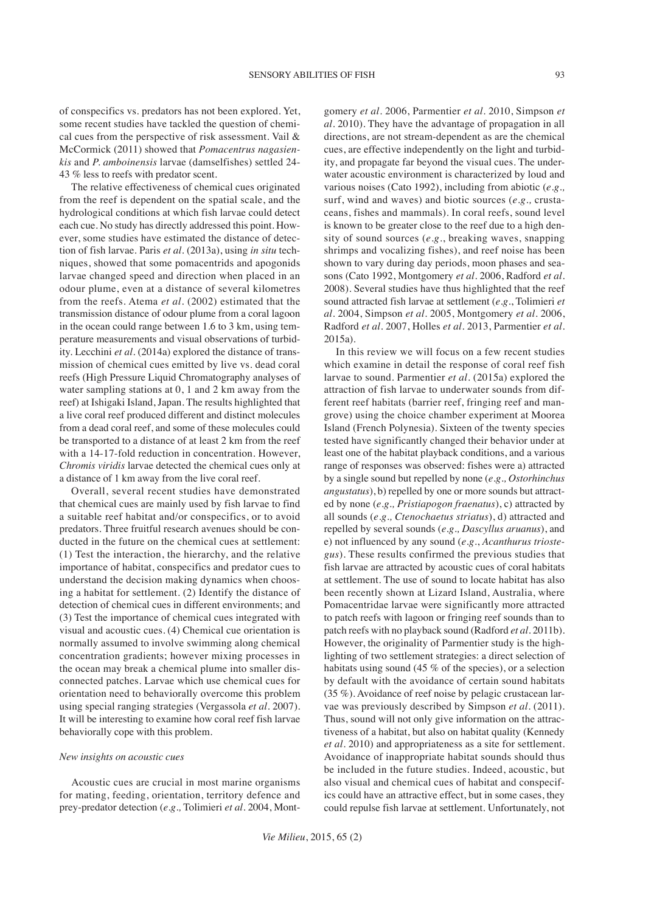of conspecifics vs. predators has not been explored. Yet, some recent studies have tackled the question of chemical cues from the perspective of risk assessment. Vail & McCormick (2011) showed that *Pomacentrus nagasienkis* and *P. amboinensis* larvae (damselfishes) settled 24-43 % less to reefs with predator scent.

The relative effectiveness of chemical cues originated from the reef is dependent on the spatial scale, and the hydrological conditions at which fish larvae could detect each cue. No study has directly addressed this point. However, some studies have estimated the distance of detection of fish larvae. Paris *et al.* (2013a), using *in situ* techniques, showed that some pomacentrids and apogonids larvae changed speed and direction when placed in an odour plume, even at a distance of several kilometres from the reefs. Atema *et al.* (2002) estimated that the transmission distance of odour plume from a coral lagoon in the ocean could range between 1.6 to 3 km, using temperature measurements and visual observations of turbidity. Lecchini *et al.* (2014a) explored the distance of transmission of chemical cues emitted by live vs. dead coral reefs (High Pressure Liquid Chromatography analyses of water sampling stations at 0, 1 and 2 km away from the reef) at Ishigaki Island, Japan. The results highlighted that a live coral reef produced different and distinct molecules from a dead coral reef, and some of these molecules could be transported to a distance of at least 2 km from the reef with a 14-17-fold reduction in concentration. However, *Chromis viridis* larvae detected the chemical cues only at a distance of 1 km away from the live coral reef.

Overall, several recent studies have demonstrated that chemical cues are mainly used by fish larvae to find a suitable reef habitat and/or conspecifics, or to avoid predators. Three fruitful research avenues should be conducted in the future on the chemical cues at settlement: (1) Test the interaction, the hierarchy, and the relative importance of habitat, conspecifics and predator cues to understand the decision making dynamics when choosing a habitat for settlement. (2) Identify the distance of detection of chemical cues in different environments; and (3) Test the importance of chemical cues integrated with visual and acoustic cues. (4) Chemical cue orientation is normally assumed to involve swimming along chemical concentration gradients; however mixing processes in the ocean may break a chemical plume into smaller disconnected patches. Larvae which use chemical cues for orientation need to behaviorally overcome this problem using special ranging strategies (Vergassola *et al.* 2007). It will be interesting to examine how coral reef fish larvae behaviorally cope with this problem.

### *New insights on acoustic cues*

Acoustic cues are crucial in most marine organisms for mating, feeding, orientation, territory defence and prey-predator detection (*e.g.,* Tolimieri *et al.* 2004, Montgomery *et al.* 2006, Parmentier *et al.* 2010, Simpson *et al.* 2010). They have the advantage of propagation in all directions, are not stream-dependent as are the chemical cues, are effective independently on the light and turbidity, and propagate far beyond the visual cues. The underwater acoustic environment is characterized by loud and various noises (Cato 1992), including from abiotic (*e.g.,* surf, wind and waves) and biotic sources (*e.g.,* crustaceans, fishes and mammals). In coral reefs, sound level is known to be greater close to the reef due to a high density of sound sources (*e.g.*, breaking waves, snapping shrimps and vocalizing fishes), and reef noise has been shown to vary during day periods, moon phases and seasons (Cato 1992, Montgomery *et al.* 2006, Radford *et al.* 2008). Several studies have thus highlighted that the reef sound attracted fish larvae at settlement (*e.g.*, Tolimieri *et al.* 2004, Simpson *et al.* 2005, Montgomery *et al.* 2006, Radford *et al.* 2007, Holles *et al.* 2013, Parmentier *et al.* 2015a).

In this review we will focus on a few recent studies which examine in detail the response of coral reef fish larvae to sound. Parmentier *et al.* (2015a) explored the attraction of fish larvae to underwater sounds from different reef habitats (barrier reef, fringing reef and mangrove) using the choice chamber experiment at Moorea Island (French Polynesia). Sixteen of the twenty species tested have significantly changed their behavior under at least one of the habitat playback conditions, and a various range of responses was observed: fishes were a) attracted by a single sound but repelled by none (*e.g., Ostorhinchus angustatus*), b) repelled by one or more sounds but attracted by none (*e.g., Pristiapogon fraenatus*), c) attracted by all sounds (*e.g., Ctenochaetus striatus*), d) attracted and repelled by several sounds (*e.g., Dascyllus aruanus*), and e) not influenced by any sound (*e.g.*, *Acanthurus triostegus*). These results confirmed the previous studies that fish larvae are attracted by acoustic cues of coral habitats at settlement. The use of sound to locate habitat has also been recently shown at Lizard Island, Australia, where Pomacentridae larvae were significantly more attracted to patch reefs with lagoon or fringing reef sounds than to patch reefs with no playback sound (Radford *et al.* 2011b). However, the originality of Parmentier study is the highlighting of two settlement strategies: a direct selection of habitats using sound (45 % of the species), or a selection by default with the avoidance of certain sound habitats (35 %). Avoidance of reef noise by pelagic crustacean larvae was previously described by Simpson *et al.* (2011). Thus, sound will not only give information on the attractiveness of a habitat, but also on habitat quality (Kennedy *et al.* 2010) and appropriateness as a site for settlement. Avoidance of inappropriate habitat sounds should thus be included in the future studies. Indeed, acoustic, but also visual and chemical cues of habitat and conspecifics could have an attractive effect, but in some cases, they could repulse fish larvae at settlement. Unfortunately, not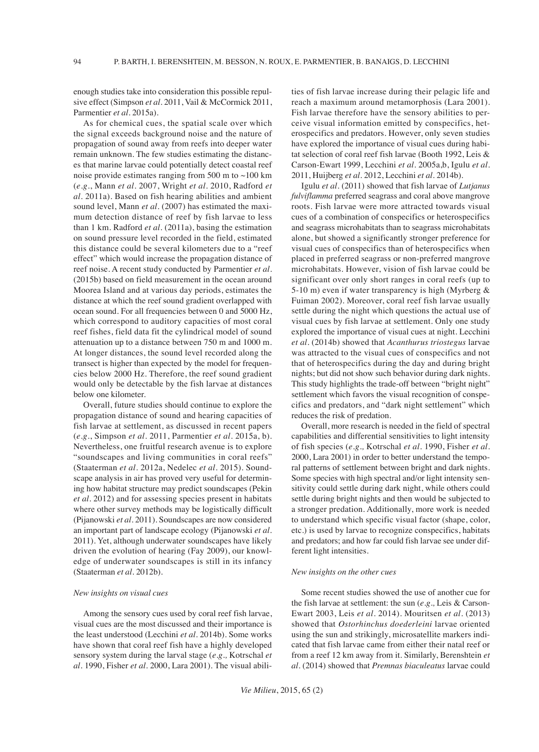enough studies take into consideration this possible repulsive effect (Simpson *et al.* 2011, Vail & McCormick 2011, Parmentier *et al.* 2015a).

As for chemical cues, the spatial scale over which the signal exceeds background noise and the nature of propagation of sound away from reefs into deeper water remain unknown. The few studies estimating the distances that marine larvae could potentially detect coastal reef noise provide estimates ranging from 500 m to ~100 km (*e.g.*, Mann *et al.* 2007, Wright *et al.* 2010, Radford *et al.* 2011a). Based on fish hearing abilities and ambient sound level, Mann *et al.* (2007) has estimated the maximum detection distance of reef by fish larvae to less than 1 km. Radford *et al.* (2011a), basing the estimation on sound pressure level recorded in the field, estimated this distance could be several kilometers due to a "reef effect" which would increase the propagation distance of reef noise. A recent study conducted by Parmentier *et al.* (2015b) based on field measurement in the ocean around Moorea Island and at various day periods, estimates the distance at which the reef sound gradient overlapped with ocean sound. For all frequencies between 0 and 5000 Hz, which correspond to auditory capacities of most coral reef fishes, field data fit the cylindrical model of sound attenuation up to a distance between 750 m and 1000 m. At longer distances, the sound level recorded along the transect is higher than expected by the model for frequencies below 2000 Hz. Therefore, the reef sound gradient would only be detectable by the fish larvae at distances below one kilometer.

Overall, future studies should continue to explore the propagation distance of sound and hearing capacities of fish larvae at settlement, as discussed in recent papers (*e.g.*, Simpson *et al.* 2011, Parmentier *et al.* 2015a, b). Nevertheless, one fruitful research avenue is to explore "soundscapes and living communities in coral reefs" (Staaterman *et al.* 2012a, Nedelec *et al.* 2015). Soundscape analysis in air has proved very useful for determining how habitat structure may predict soundscapes (Pekin *et al.* 2012) and for assessing species present in habitats where other survey methods may be logistically difficult (Pijanowski *et al.* 2011). Soundscapes are now considered an important part of landscape ecology (Pijanowski *et al.* 2011). Yet, although underwater soundscapes have likely driven the evolution of hearing (Fay 2009), our knowledge of underwater soundscapes is still in its infancy (Staaterman *et al.* 2012b).

### *New insights on visual cues*

Among the sensory cues used by coral reef fish larvae, visual cues are the most discussed and their importance is the least understood (Lecchini *et al.* 2014b). Some works have shown that coral reef fish have a highly developed sensory system during the larval stage (*e.g.,* Kotrschal *et al.* 1990, Fisher *et al.* 2000, Lara 2001). The visual abilities of fish larvae increase during their pelagic life and reach a maximum around metamorphosis (Lara 2001). Fish larvae therefore have the sensory abilities to perceive visual information emitted by conspecifics, heterospecifics and predators. However, only seven studies have explored the importance of visual cues during habitat selection of coral reef fish larvae (Booth 1992, Leis & Carson-Ewart 1999, Lecchini *et al.* 2005a,b, Igulu *et al.* 2011, Huijberg *et al.* 2012, Lecchini *et al.* 2014b).

Igulu *et al.* (2011) showed that fish larvae of *Lutjanus fulviflamma* preferred seagrass and coral above mangrove roots. Fish larvae were more attracted towards visual cues of a combination of conspecifics or heterospecifics and seagrass microhabitats than to seagrass microhabitats alone, but showed a significantly stronger preference for visual cues of conspecifics than of heterospecifics when placed in preferred seagrass or non-preferred mangrove microhabitats. However, vision of fish larvae could be significant over only short ranges in coral reefs (up to 5-10 m) even if water transparency is high (Myrberg & Fuiman 2002). Moreover, coral reef fish larvae usually settle during the night which questions the actual use of visual cues by fish larvae at settlement. Only one study explored the importance of visual cues at night. Lecchini *et al.* (2014b) showed that *Acanthurus triostegus* larvae was attracted to the visual cues of conspecifics and not that of heterospecifics during the day and during bright nights; but did not show such behavior during dark nights. This study highlights the trade-off between "bright night" settlement which favors the visual recognition of conspecifics and predators, and "dark night settlement" which reduces the risk of predation.

Overall, more research is needed in the field of spectral capabilities and differential sensitivities to light intensity of fish species (*e.g.,* Kotrschal *et al.* 1990, Fisher *et al.* 2000, Lara 2001) in order to better understand the temporal patterns of settlement between bright and dark nights. Some species with high spectral and/or light intensity sensitivity could settle during dark night, while others could settle during bright nights and then would be subjected to a stronger predation. Additionally, more work is needed to understand which specific visual factor (shape, color, etc.) is used by larvae to recognize conspecifics, habitats and predators; and how far could fish larvae see under different light intensities.

### *New insights on the other cues*

Some recent studies showed the use of another cue for the fish larvae at settlement: the sun (*e.g.,* Leis & Carson-Ewart 2003, Leis *et al.* 2014). Mouritsen *et al.* (2013) showed that *Ostorhinchus doederleini* larvae oriented using the sun and strikingly, microsatellite markers indicated that fish larvae came from either their natal reef or from a reef 12 km away from it. Similarly, Berenshtein *et al.* (2014) showed that *Premnas biaculeatus* larvae could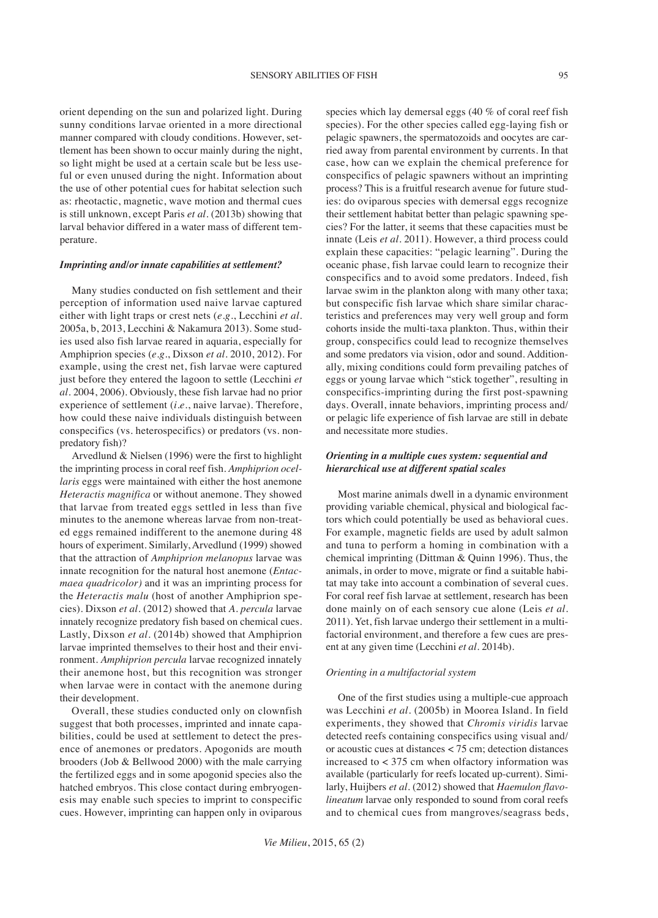orient depending on the sun and polarized light. During sunny conditions larvae oriented in a more directional manner compared with cloudy conditions. However, settlement has been shown to occur mainly during the night, so light might be used at a certain scale but be less useful or even unused during the night. Information about the use of other potential cues for habitat selection such as: rheotactic, magnetic, wave motion and thermal cues is still unknown, except Paris *et al.* (2013b) showing that larval behavior differed in a water mass of different temperature.

### *Imprinting and/or innate capabilities at settlement?*

Many studies conducted on fish settlement and their perception of information used naive larvae captured either with light traps or crest nets (*e.g.*, Lecchini *et al.* 2005a, b, 2013, Lecchini & Nakamura 2013). Some studies used also fish larvae reared in aquaria, especially for Amphiprion species (*e.g.*, Dixson *et al.* 2010, 2012). For example, using the crest net, fish larvae were captured just before they entered the lagoon to settle (Lecchini *et al.* 2004, 2006). Obviously, these fish larvae had no prior experience of settlement (*i.e.*, naive larvae). Therefore, how could these naive individuals distinguish between conspecifics (vs. heterospecifics) or predators (vs. non-predatory fish)?

Arvedlund & Nielsen (1996) were the first to highlight the imprinting process in coral reef fish. *Amphiprion ocellaris* eggs were maintained with either the host anemone *Heteractis magnifica* or without anemone. They showed that larvae from treated eggs settled in less than five minutes to the anemone whereas larvae from non-treated eggs remained indifferent to the anemone during 48 hours of experiment. Similarly, Arvedlund (1999) showed that the attraction of *Amphiprion melanopus* larvae was innate recognition for the natural host anemone (*Entacmaea quadricolor)* and it was an imprinting process for the *Heteractis malu* (host of another Amphiprion species). Dixson *et al.* (2012) showed that *A. percula* larvae innately recognize predatory fish based on chemical cues. Lastly, Dixson *et al.* (2014b) showed that Amphiprion larvae imprinted themselves to their host and their environment. *Amphiprion percula* larvae recognized innately their anemone host, but this recognition was stronger when larvae were in contact with the anemone during their development.

Overall, these studies conducted only on clownfish suggest that both processes, imprinted and innate capabilities, could be used at settlement to detect the presence of anemones or predators. Apogonids are mouth brooders (Job & Bellwood 2000) with the male carrying the fertilized eggs and in some apogonid species also the hatched embryos. This close contact during embryogenesis may enable such species to imprint to conspecific cues. However, imprinting can happen only in oviparous species which lay demersal eggs (40 % of coral reef fish species). For the other species called egg-laying fish or pelagic spawners, the spermatozoids and oocytes are carried away from parental environment by currents. In that case, how can we explain the chemical preference for conspecifics of pelagic spawners without an imprinting process? This is a fruitful research avenue for future studies: do oviparous species with demersal eggs recognize their settlement habitat better than pelagic spawning species? For the latter, it seems that these capacities must be innate (Leis *et al.* 2011). However, a third process could explain these capacities: "pelagic learning". During the oceanic phase, fish larvae could learn to recognize their conspecifics and to avoid some predators. Indeed, fish larvae swim in the plankton along with many other taxa; but conspecific fish larvae which share similar characteristics and preferences may very well group and form cohorts inside the multi-taxa plankton. Thus, within their group, conspecifics could lead to recognize themselves and some predators via vision, odor and sound. Additionally, mixing conditions could form prevailing patches of eggs or young larvae which "stick together", resulting in conspecifics-imprinting during the first post-spawning days. Overall, innate behaviors, imprinting process and/or pelagic life experience of fish larvae are still in debate and necessitate more studies.

### *Orienting in a multiple cues system: sequential and hierarchical use at different spatial scales*

Most marine animals dwell in a dynamic environment providing variable chemical, physical and biological factors which could potentially be used as behavioral cues. For example, magnetic fields are used by adult salmon and tuna to perform a homing in combination with a chemical imprinting (Dittman & Quinn 1996). Thus, the animals, in order to move, migrate or find a suitable habitat may take into account a combination of several cues. For coral reef fish larvae at settlement, research has been done mainly on of each sensory cue alone (Leis *et al.* 2011). Yet, fish larvae undergo their settlement in a multifactorial environment, and therefore a few cues are present at any given time (Lecchini *et al.* 2014b).

#### *Orienting in a multifactorial system*

One of the first studies using a multiple-cue approach was Lecchini *et al.* (2005b) in Moorea Island. In field experiments, they showed that *Chromis viridis* larvae detected reefs containing conspecifics using visual and/or acoustic cues at distances < 75 cm; detection distances increased to < 375 cm when olfactory information was available (particularly for reefs located up-current). Similarly, Huijbers *et al.* (2012) showed that *Haemulon flavolineatum* larvae only responded to sound from coral reefs and to chemical cues from mangroves/seagrass beds,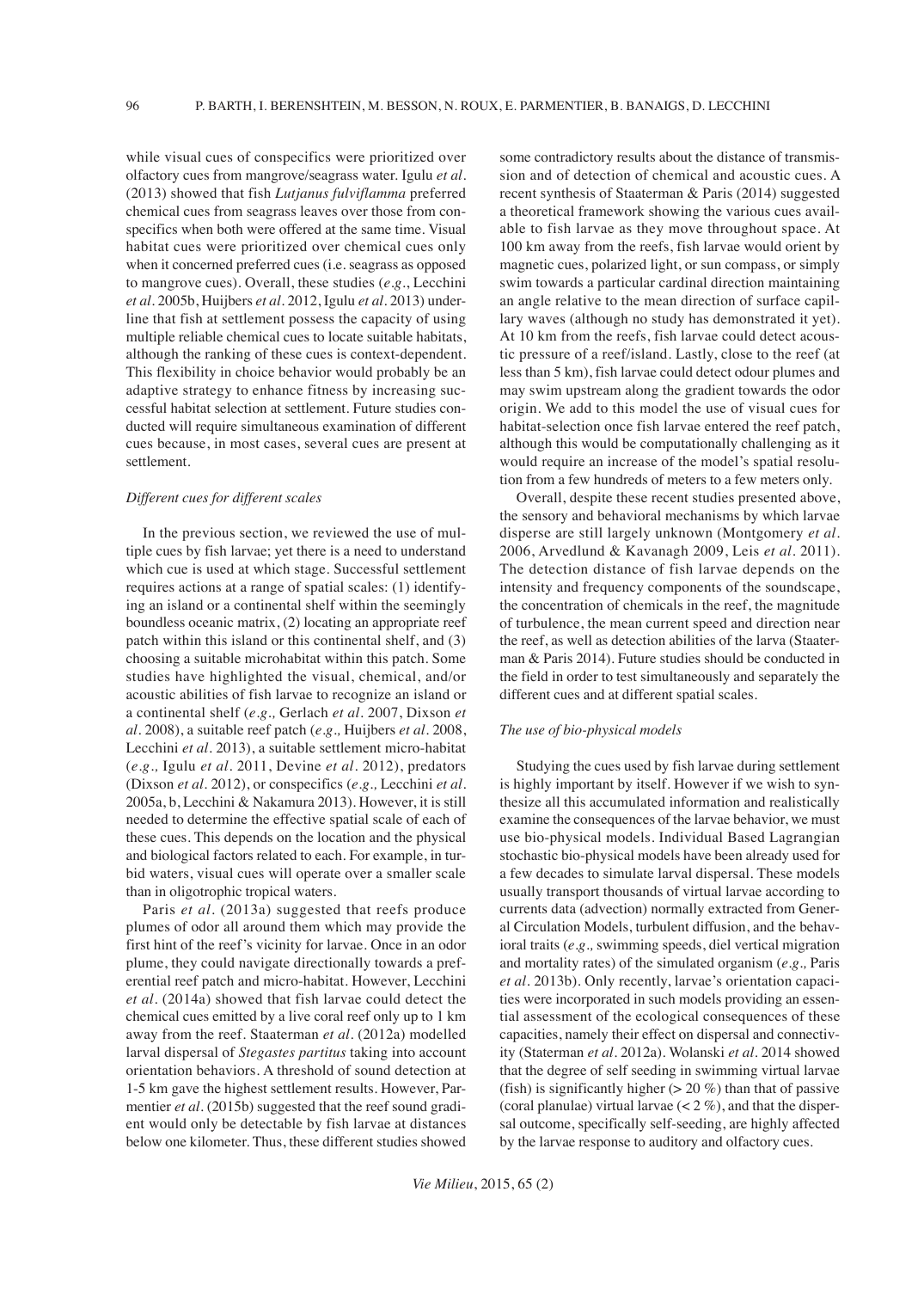while visual cues of conspecifics were prioritized over olfactory cues from mangrove/seagrass water. Igulu *et al.* (2013) showed that fish *Lutjanus fulviflamma* preferred chemical cues from seagrass leaves over those from conspecifics when both were offered at the same time. Visual habitat cues were prioritized over chemical cues only when it concerned preferred cues (i.e. seagrass as opposed to mangrove cues). Overall, these studies (*e.g.*, Lecchini *et al.* 2005b, Huijbers *et al.* 2012, Igulu *et al.* 2013) underline that fish at settlement possess the capacity of using multiple reliable chemical cues to locate suitable habitats, although the ranking of these cues is context-dependent. This flexibility in choice behavior would probably be an adaptive strategy to enhance fitness by increasing successful habitat selection at settlement. Future studies conducted will require simultaneous examination of different cues because, in most cases, several cues are present at settlement.

### *Different cues for different scales*

In the previous section, we reviewed the use of multiple cues by fish larvae; yet there is a need to understand which cue is used at which stage. Successful settlement requires actions at a range of spatial scales: (1) identifying an island or a continental shelf within the seemingly boundless oceanic matrix, (2) locating an appropriate reef patch within this island or this continental shelf, and (3) choosing a suitable microhabitat within this patch. Some studies have highlighted the visual, chemical, and/or acoustic abilities of fish larvae to recognize an island or a continental shelf (*e.g.,* Gerlach *et al.* 2007, Dixson *et al.* 2008), a suitable reef patch (*e.g.,* Huijbers *et al.* 2008, Lecchini *et al.* 2013), a suitable settlement micro-habitat (*e.g.,* Igulu *et al.* 2011, Devine *et al.* 2012), predators (Dixson *et al.* 2012), or conspecifics (*e.g.,* Lecchini *et al.* 2005a, b, Lecchini & Nakamura 2013). However, it is still needed to determine the effective spatial scale of each of these cues. This depends on the location and the physical and biological factors related to each. For example, in turbid waters, visual cues will operate over a smaller scale than in oligotrophic tropical waters.

Paris *et al.* (2013a) suggested that reefs produce plumes of odor all around them which may provide the first hint of the reef's vicinity for larvae. Once in an odor plume, they could navigate directionally towards a preferential reef patch and micro-habitat. However, Lecchini *et al.* (2014a) showed that fish larvae could detect the chemical cues emitted by a live coral reef only up to 1 km away from the reef. Staaterman *et al.* (2012a) modelled larval dispersal of *Stegastes partitus* taking into account orientation behaviors. A threshold of sound detection at 1-5 km gave the highest settlement results. However, Parmentier *et al.* (2015b) suggested that the reef sound gradient would only be detectable by fish larvae at distances below one kilometer. Thus, these different studies showed some contradictory results about the distance of transmission and of detection of chemical and acoustic cues. A recent synthesis of Staaterman & Paris (2014) suggested a theoretical framework showing the various cues available to fish larvae as they move throughout space. At 100 km away from the reefs, fish larvae would orient by magnetic cues, polarized light, or sun compass, or simply swim towards a particular cardinal direction maintaining an angle relative to the mean direction of surface capillary waves (although no study has demonstrated it yet). At 10 km from the reefs, fish larvae could detect acoustic pressure of a reef/island. Lastly, close to the reef (at less than 5 km), fish larvae could detect odour plumes and may swim upstream along the gradient towards the odor origin. We add to this model the use of visual cues for habitat-selection once fish larvae entered the reef patch, although this would be computationally challenging as it would require an increase of the model's spatial resolution from a few hundreds of meters to a few meters only.

Overall, despite these recent studies presented above, the sensory and behavioral mechanisms by which larvae disperse are still largely unknown (Montgomery *et al.* 2006, Arvedlund & Kavanagh 2009, Leis *et al.* 2011). The detection distance of fish larvae depends on the intensity and frequency components of the soundscape, the concentration of chemicals in the reef, the magnitude of turbulence, the mean current speed and direction near the reef, as well as detection abilities of the larva (Staaterman & Paris 2014). Future studies should be conducted in the field in order to test simultaneously and separately the different cues and at different spatial scales.

### *The use of bio-physical models*

Studying the cues used by fish larvae during settlement is highly important by itself. However if we wish to synthesize all this accumulated information and realistically examine the consequences of the larvae behavior, we must use bio-physical models. Individual Based Lagrangian stochastic bio-physical models have been already used for a few decades to simulate larval dispersal. These models usually transport thousands of virtual larvae according to currents data (advection) normally extracted from General Circulation Models, turbulent diffusion, and the behavioral traits (*e.g.,* swimming speeds, diel vertical migration and mortality rates) of the simulated organism (*e.g.,* Paris *et al.* 2013b). Only recently, larvae's orientation capacities were incorporated in such models providing an essential assessment of the ecological consequences of these capacities, namely their effect on dispersal and connectivity (Staterman *et al.* 2012a). Wolanski *et al.* 2014 showed that the degree of self seeding in swimming virtual larvae (fish) is significantly higher (> 20 %) than that of passive (coral planulae) virtual larvae (< 2 %), and that the dispersal outcome, specifically self-seeding, are highly affected by the larvae response to auditory and olfactory cues.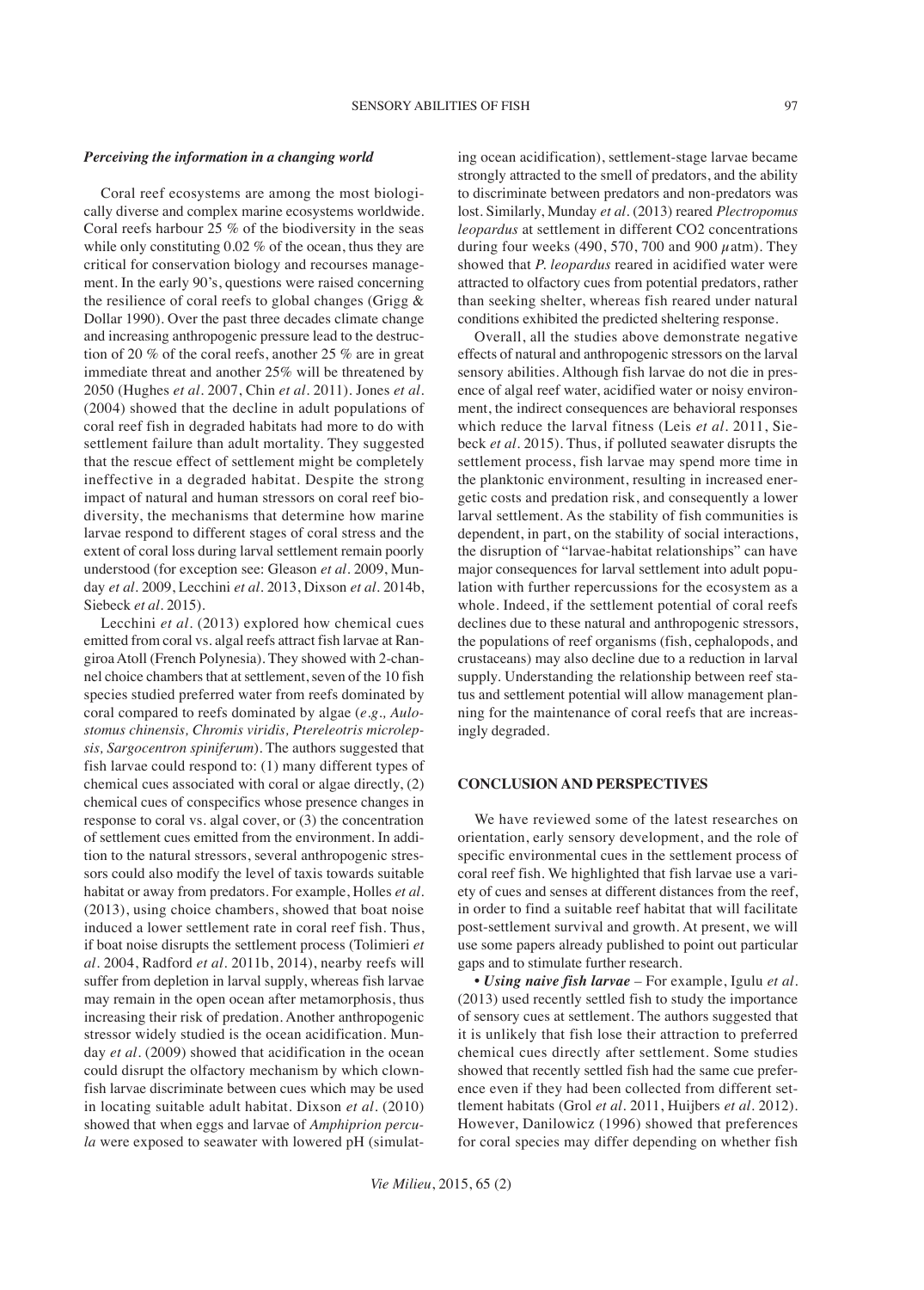### *Perceiving the information in a changing world*

Coral reef ecosystems are among the most biologically diverse and complex marine ecosystems worldwide. Coral reefs harbour 25 % of the biodiversity in the seas while only constituting 0.02 % of the ocean, thus they are critical for conservation biology and recourses management. In the early 90's, questions were raised concerning the resilience of coral reefs to global changes (Grigg & Dollar 1990). Over the past three decades climate change and increasing anthropogenic pressure lead to the destruction of 20 % of the coral reefs, another 25 % are in great immediate threat and another 25% will be threatened by 2050 (Hughes *et al*. 2007, Chin *et al*. 2011). Jones *et al*. (2004) showed that the decline in adult populations of coral reef fish in degraded habitats had more to do with settlement failure than adult mortality. They suggested that the rescue effect of settlement might be completely ineffective in a degraded habitat. Despite the strong impact of natural and human stressors on coral reef biodiversity, the mechanisms that determine how marine larvae respond to different stages of coral stress and the extent of coral loss during larval settlement remain poorly understood (for exception see: Gleason *et al*. 2009, Munday *et al*. 2009, Lecchini *et al*. 2013, Dixson *et al*. 2014b, Siebeck *et al*. 2015).

Lecchini *et al*. (2013) explored how chemical cues emitted from coral vs. algal reefs attract fish larvae at Rangiroa Atoll (French Polynesia). They showed with 2-channel choice chambers that at settlement, seven of the 10 fish species studied preferred water from reefs dominated by coral compared to reefs dominated by algae (*e.g., Aulostomus chinensis, Chromis viridis, Ptereleotris microlepsis, Sargocentron spiniferum*). The authors suggested that fish larvae could respond to: (1) many different types of chemical cues associated with coral or algae directly, (2) chemical cues of conspecifics whose presence changes in response to coral vs. algal cover, or (3) the concentration of settlement cues emitted from the environment. In addition to the natural stressors, several anthropogenic stressors could also modify the level of taxis towards suitable habitat or away from predators. For example, Holles *et al*. (2013), using choice chambers, showed that boat noise induced a lower settlement rate in coral reef fish. Thus, if boat noise disrupts the settlement process (Tolimieri *et al*. 2004, Radford *et al*. 2011b, 2014), nearby reefs will suffer from depletion in larval supply, whereas fish larvae may remain in the open ocean after metamorphosis, thus increasing their risk of predation. Another anthropogenic stressor widely studied is the ocean acidification. Munday *et al*. (2009) showed that acidification in the ocean could disrupt the olfactory mechanism by which clownfish larvae discriminate between cues which may be used in locating suitable adult habitat. Dixson *et al*. (2010) showed that when eggs and larvae of *Amphiprion percula* were exposed to seawater with lowered pH (simulating ocean acidification), settlement-stage larvae became strongly attracted to the smell of predators, and the ability to discriminate between predators and non-predators was lost. Similarly, Munday *et al*. (2013) reared *Plectropomus leopardus* at settlement in different $CO_2$ concentrations during four weeks (490, 570, 700 and 900 $\mu$atm). They showed that *P. leopardus* reared in acidified water were attracted to olfactory cues from potential predators, rather than seeking shelter, whereas fish reared under natural conditions exhibited the predicted sheltering response.

Overall, all the studies above demonstrate negative effects of natural and anthropogenic stressors on the larval sensory abilities. Although fish larvae do not die in presence of algal reef water, acidified water or noisy environment, the indirect consequences are behavioral responses which reduce the larval fitness (Leis *et al*. 2011, Siebeck *et al*. 2015). Thus, if polluted seawater disrupts the settlement process, fish larvae may spend more time in the planktonic environment, resulting in increased energetic costs and predation risk, and consequently a lower larval settlement. As the stability of fish communities is dependent, in part, on the stability of social interactions, the disruption of "larvae-habitat relationships" can have major consequences for larval settlement into adult population with further repercussions for the ecosystem as a whole. Indeed, if the settlement potential of coral reefs declines due to these natural and anthropogenic stressors, the populations of reef organisms (fish, cephalopods, and crustaceans) may also decline due to a reduction in larval supply. Understanding the relationship between reef status and settlement potential will allow management planning for the maintenance of coral reefs that are increasingly degraded.

## CONCLUSION AND PERSPECTIVES

We have reviewed some of the latest researches on orientation, early sensory development, and the role of specific environmental cues in the settlement process of coral reef fish. We highlighted that fish larvae use a variety of cues and senses at different distances from the reef, in order to find a suitable reef habitat that will facilitate post-settlement survival and growth. At present, we will use some papers already published to point out particular gaps and to stimulate further research.

• ***Using naive fish larvae*** – For example, Igulu *et al*. (2013) used recently settled fish to study the importance of sensory cues at settlement. The authors suggested that it is unlikely that fish lose their attraction to preferred chemical cues directly after settlement. Some studies showed that recently settled fish had the same cue preference even if they had been collected from different settlement habitats (Grol *et al*. 2011, Huijbers *et al*. 2012). However, Danilowicz (1996) showed that preferences for coral species may differ depending on whether fish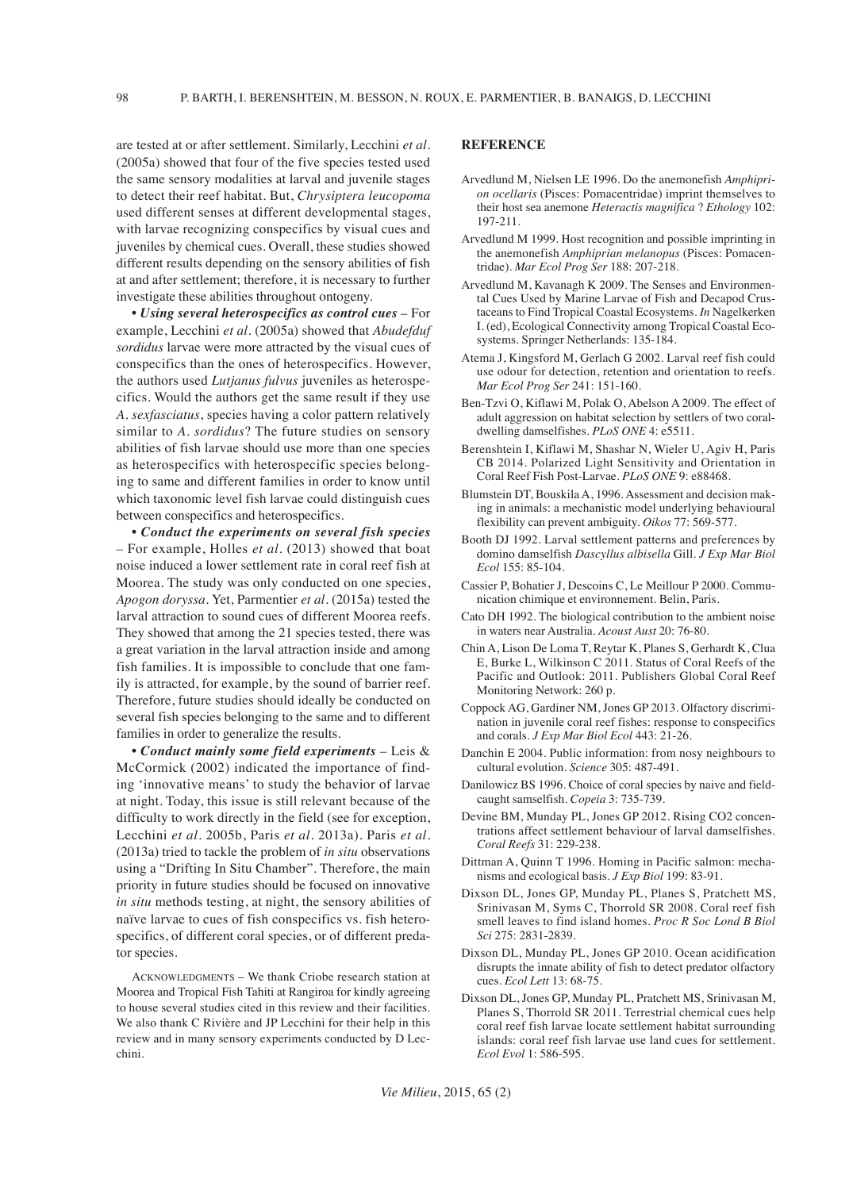are tested at or after settlement. Similarly, Lecchini *et al.* (2005a) showed that four of the five species tested used the same sensory modalities at larval and juvenile stages to detect their reef habitat. But, *Chrysiptera leucopoma* used different senses at different developmental stages, with larvae recognizing conspecifics by visual cues and juveniles by chemical cues. Overall, these studies showed different results depending on the sensory abilities of fish at and after settlement; therefore, it is necessary to further investigate these abilities throughout ontogeny.

• ***Using several heterospecifics as control cues*** – For example, Lecchini *et al.* (2005a) showed that *Abudefduf sordidus* larvae were more attracted by the visual cues of conspecifics than the ones of heterospecifics. However, the authors used *Lutjanus fulvus* juveniles as heterospecifics. Would the authors get the same result if they use *A. sexfasciatus*, species having a color pattern relatively similar to *A. sordidus*? The future studies on sensory abilities of fish larvae should use more than one species as heterospecifics with heterospecific species belonging to same and different families in order to know until which taxonomic level fish larvae could distinguish cues between conspecifics and heterospecifics.

• ***Conduct the experiments on several fish species*** – For example, Holles *et al.* (2013) showed that boat noise induced a lower settlement rate in coral reef fish at Moorea. The study was only conducted on one species, *Apogon doryssa*. Yet, Parmentier *et al.* (2015a) tested the larval attraction to sound cues of different Moorea reefs. They showed that among the 21 species tested, there was a great variation in the larval attraction inside and among fish families. It is impossible to conclude that one family is attracted, for example, by the sound of barrier reef. Therefore, future studies should ideally be conducted on several fish species belonging to the same and to different families in order to generalize the results.

• ***Conduct mainly some field experiments*** – Leis & McCormick (2002) indicated the importance of finding 'innovative means' to study the behavior of larvae at night. Today, this issue is still relevant because of the difficulty to work directly in the field (see for exception, Lecchini *et al.* 2005b, Paris *et al.* 2013a). Paris *et al.* (2013a) tried to tackle the problem of *in situ* observations using a "Drifting In Situ Chamber". Therefore, the main priority in future studies should be focused on innovative *in situ* methods testing, at night, the sensory abilities of naïve larvae to cues of fish conspecifics vs. fish heterospecifics, of different coral species, or of different predator species.

Acknowledgments – We thank Criobe research station at Moorea and Tropical Fish Tahiti at Rangiroa for kindly agreeing to house several studies cited in this review and their facilities. We also thank C Rivière and JP Lecchini for their help in this review and in many sensory experiments conducted by D Lecchini.

## REFERENCE

Arvedlund M, Nielsen LE 1996. Do the anemonefish *Amphiprion ocellaris* (Pisces: Pomacentridae) imprint themselves to their host sea anemone *Heteractis magnifica* ? *Ethology* 102: 197-211.

Arvedlund M 1999. Host recognition and possible imprinting in the anemonefish *Amphiprian melanopus* (Pisces: Pomacentridae). *Mar Ecol Prog Ser* 188: 207-218.

Arvedlund M, Kavanagh K 2009. The Senses and Environmental Cues Used by Marine Larvae of Fish and Decapod Crustaceans to Find Tropical Coastal Ecosystems. *In* Nagelkerken I. (ed), Ecological Connectivity among Tropical Coastal Ecosystems. Springer Netherlands: 135-184.

Atema J, Kingsford M, Gerlach G 2002. Larval reef fish could use odour for detection, retention and orientation to reefs. *Mar Ecol Prog Ser* 241: 151-160.

Ben-Tzvi O, Kiflawi M, Polak O, Abelson A 2009. The effect of adult aggression on habitat selection by settlers of two coral-dwelling damselfishes. *PLoS ONE* 4: e5511.

Berenshtein I, Kiflawi M, Shashar N, Wieler U, Agiv H, Paris CB 2014. Polarized Light Sensitivity and Orientation in Coral Reef Fish Post-Larvae. *PLoS ONE* 9: e88468.

Blumstein DT, Bouskila A, 1996. Assessment and decision making in animals: a mechanistic model underlying behavioural flexibility can prevent ambiguity. *Oikos* 77: 569-577.

Booth DJ 1992. Larval settlement patterns and preferences by domino damselfish *Dascyllus albisella* Gill. *J Exp Mar Biol Ecol* 155: 85-104.

Cassier P, Bohatier J, Descoins C, Le Meillour P 2000. Communication chimique et environnement. Belin, Paris.

Cato DH 1992. The biological contribution to the ambient noise in waters near Australia. *Acoust Aust* 20: 76-80.

Chin A, Lison De Loma T, Reytar K, Planes S, Gerhardt K, Clua E, Burke L, Wilkinson C 2011. Status of Coral Reefs of the Pacific and Outlook: 2011. Publishers Global Coral Reef Monitoring Network: 260 p.

Coppock AG, Gardiner NM, Jones GP 2013. Olfactory discrimination in juvenile coral reef fishes: response to conspecifics and corals. *J Exp Mar Biol Ecol* 443: 21-26.

Danchin E 2004. Public information: from nosy neighbours to cultural evolution. *Science* 305: 487-491.

Danilowicz BS 1996. Choice of coral species by naive and field-caught samselfish. *Copeia* 3: 735-739.

Devine BM, Munday PL, Jones GP 2012. Rising CO2 concentrations affect settlement behaviour of larval damselfishes. *Coral Reefs* 31: 229-238.

Dittman A, Quinn T 1996. Homing in Pacific salmon: mechanisms and ecological basis. *J Exp Biol* 199: 83-91.

Dixson DL, Jones GP, Munday PL, Planes S, Pratchett MS, Srinivasan M, Syms C, Thorrold SR 2008. Coral reef fish smell leaves to find island homes. *Proc R Soc Lond B Biol Sci* 275: 2831-2839.

Dixson DL, Munday PL, Jones GP 2010. Ocean acidification disrupts the innate ability of fish to detect predator olfactory cues. *Ecol Lett* 13: 68-75.

Dixson DL, Jones GP, Munday PL, Pratchett MS, Srinivasan M, Planes S, Thorrold SR 2011. Terrestrial chemical cues help coral reef fish larvae locate settlement habitat surrounding islands: coral reef fish larvae use land cues for settlement. *Ecol Evol* 1: 586-595.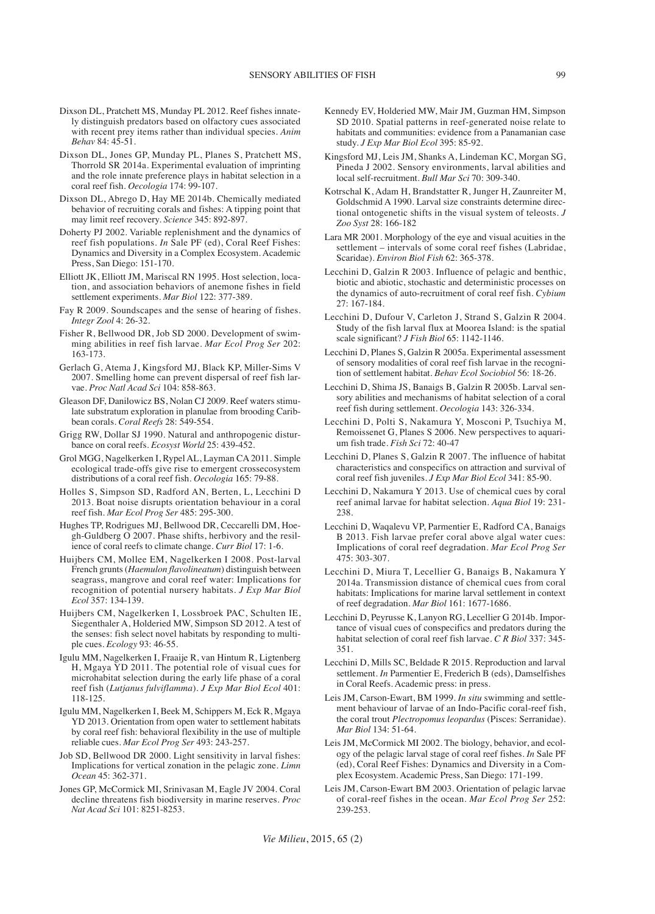Dixson DL, Pratchett MS, Munday PL 2012. Reef fishes innately distinguish predators based on olfactory cues associated with recent prey items rather than individual species. *Anim Behav* 84: 45-51.

Dixson DL, Jones GP, Munday PL, Planes S, Pratchett MS, Thorrold SR 2014a. Experimental evaluation of imprinting and the role innate preference plays in habitat selection in a coral reef fish. *Oecologia* 174: 99-107.

Dixson DL, Abrego D, Hay ME 2014b. Chemically mediated behavior of recruiting corals and fishes: A tipping point that may limit reef recovery. *Science* 345: 892-897.

Doherty PJ 2002. Variable replenishment and the dynamics of reef fish populations. *In* Sale PF (ed), Coral Reef Fishes: Dynamics and Diversity in a Complex Ecosystem. Academic Press, San Diego: 151-170.

Elliott JK, Elliott JM, Mariscal RN 1995. Host selection, location, and association behaviors of anemone fishes in field settlement experiments. *Mar Biol* 122: 377-389.

Fay R 2009. Soundscapes and the sense of hearing of fishes. *Integr Zool* 4: 26-32.

Fisher R, Bellwood DR, Job SD 2000. Development of swimming abilities in reef fish larvae. *Mar Ecol Prog Ser* 202: 163-173.

Gerlach G, Atema J, Kingsford MJ, Black KP, Miller-Sims V 2007. Smelling home can prevent dispersal of reef fish larvae. *Proc Natl Acad Sci* 104: 858-863.

Gleason DF, Danilowicz BS, Nolan CJ 2009. Reef waters stimulate substratum exploration in planulae from brooding Caribbean corals. *Coral Reefs* 28: 549-554.

Grigg RW, Dollar SJ 1990. Natural and anthropogenic disturbance on coral reefs. *Ecosyst World* 25: 439-452.

Grol MGG, Nagelkerken I, Rypel AL, Layman CA 2011. Simple ecological trade-offs give rise to emergent crossecosystem distributions of a coral reef fish. *Oecologia* 165: 79-88.

Holles S, Simpson SD, Radford AN, Berten, L, Lecchini D 2013. Boat noise disrupts orientation behaviour in a coral reef fish. *Mar Ecol Prog Ser* 485: 295-300.

Hughes TP, Rodrigues MJ, Bellwood DR, Ceccarelli DM, Hoegh-Guldberg O 2007. Phase shifts, herbivory and the resilience of coral reefs to climate change. *Curr Biol* 17: 1-6.

Huijbers CM, Mollee EM, Nagelkerken I 2008. Post-larval French grunts (*Haemulon flavolineatum*) distinguish between seagrass, mangrove and coral reef water: Implications for recognition of potential nursery habitats. *J Exp Mar Biol Ecol* 357: 134-139.

Huijbers CM, Nagelkerken I, Lossbroek PAC, Schulten IE, Siegenthaler A, Holderied MW, Simpson SD 2012. A test of the senses: fish select novel habitats by responding to multiple cues. *Ecology* 93: 46-55.

Igulu MM, Nagelkerken I, Fraaije R, van Hintum R, Ligtenberg H, Mgaya YD 2011. The potential role of visual cues for microhabitat selection during the early life phase of a coral reef fish (*Lutjanus fulviflamma*). *J Exp Mar Biol Ecol* 401: 118-125.

Igulu MM, Nagelkerken I, Beek M, Schippers M, Eck R, Mgaya YD 2013. Orientation from open water to settlement habitats by coral reef fish: behavioral flexibility in the use of multiple reliable cues. *Mar Ecol Prog Ser* 493: 243-257.

Job SD, Bellwood DR 2000. Light sensitivity in larval fishes: Implications for vertical zonation in the pelagic zone. *Limn Ocean* 45: 362-371.

Jones GP, McCormick MI, Srinivasan M, Eagle JV 2004. Coral decline threatens fish biodiversity in marine reserves. *Proc Nat Acad Sci* 101: 8251-8253.

Kennedy EV, Holderied MW, Mair JM, Guzman HM, Simpson SD 2010. Spatial patterns in reef-generated noise relate to habitats and communities: evidence from a Panamanian case study. *J Exp Mar Biol Ecol* 395: 85-92.

Kingsford MJ, Leis JM, Shanks A, Lindeman KC, Morgan SG, Pineda J 2002. Sensory environments, larval abilities and local self-recruitment. *Bull Mar Sci* 70: 309-340.

Kotrschal K, Adam H, Brandstatter R, Junger H, Zaunreiter M, Goldschmid A 1990. Larval size constraints determine directional ontogenetic shifts in the visual system of teleosts. *J Zoo Syst* 28: 166-182

Lara MR 2001. Morphology of the eye and visual acuities in the settlement – intervals of some coral reef fishes (Labridae, Scaridae). *Environ Biol Fish* 62: 365-378.

Lecchini D, Galzin R 2003. Influence of pelagic and benthic, biotic and abiotic, stochastic and deterministic processes on the dynamics of auto-recruitment of coral reef fish. *Cybium* 27: 167-184.

Lecchini D, Dufour V, Carleton J, Strand S, Galzin R 2004. Study of the fish larval flux at Moorea Island: is the spatial scale significant? *J Fish Biol* 65: 1142-1146.

Lecchini D, Planes S, Galzin R 2005a. Experimental assessment of sensory modalities of coral reef fish larvae in the recognition of settlement habitat. *Behav Ecol Sociobiol* 56: 18-26.

Lecchini D, Shima JS, Banaigs B, Galzin R 2005b. Larval sensory abilities and mechanisms of habitat selection of a coral reef fish during settlement. *Oecologia* 143: 326-334.

Lecchini D, Polti S, Nakamura Y, Mosconi P, Tsuchiya M, Remoissenet G, Planes S 2006. New perspectives to aquarium fish trade. *Fish Sci* 72: 40-47

Lecchini D, Planes S, Galzin R 2007. The influence of habitat characteristics and conspecifics on attraction and survival of coral reef fish juveniles. *J Exp Mar Biol Ecol* 341: 85-90.

Lecchini D, Nakamura Y 2013. Use of chemical cues by coral reef animal larvae for habitat selection. *Aqua Biol* 19: 231-238.

Lecchini D, Waqalevu VP, Parmentier E, Radford CA, Banaigs B 2013. Fish larvae prefer coral above algal water cues: Implications of coral reef degradation. *Mar Ecol Prog Ser* 475: 303-307.

Lecchini D, Miura T, Lecellier G, Banaigs B, Nakamura Y 2014a. Transmission distance of chemical cues from coral habitats: Implications for marine larval settlement in context of reef degradation. *Mar Biol* 161: 1677-1686.

Lecchini D, Peyrusse K, Lanyon RG, Lecellier G 2014b. Importance of visual cues of conspecifics and predators during the habitat selection of coral reef fish larvae. *C R Biol* 337: 345-351.

Lecchini D, Mills SC, Beldade R 2015. Reproduction and larval settlement. *In* Parmentier E, Frederich B (eds), Damselfishes in Coral Reefs. Academic press: in press.

Leis JM, Carson-Ewart, BM 1999. *In situ* swimming and settlement behaviour of larvae of an Indo-Pacific coral-reef fish, the coral trout *Plectropomus leopardus* (Pisces: Serranidae). *Mar Biol* 134: 51-64.

Leis JM, McCormick MI 2002. The biology, behavior, and ecology of the pelagic larval stage of coral reef fishes. *In* Sale PF (ed), Coral Reef Fishes: Dynamics and Diversity in a Complex Ecosystem. Academic Press, San Diego: 171-199.

Leis JM, Carson-Ewart BM 2003. Orientation of pelagic larvae of coral-reef fishes in the ocean. *Mar Ecol Prog Ser* 252: 239-253.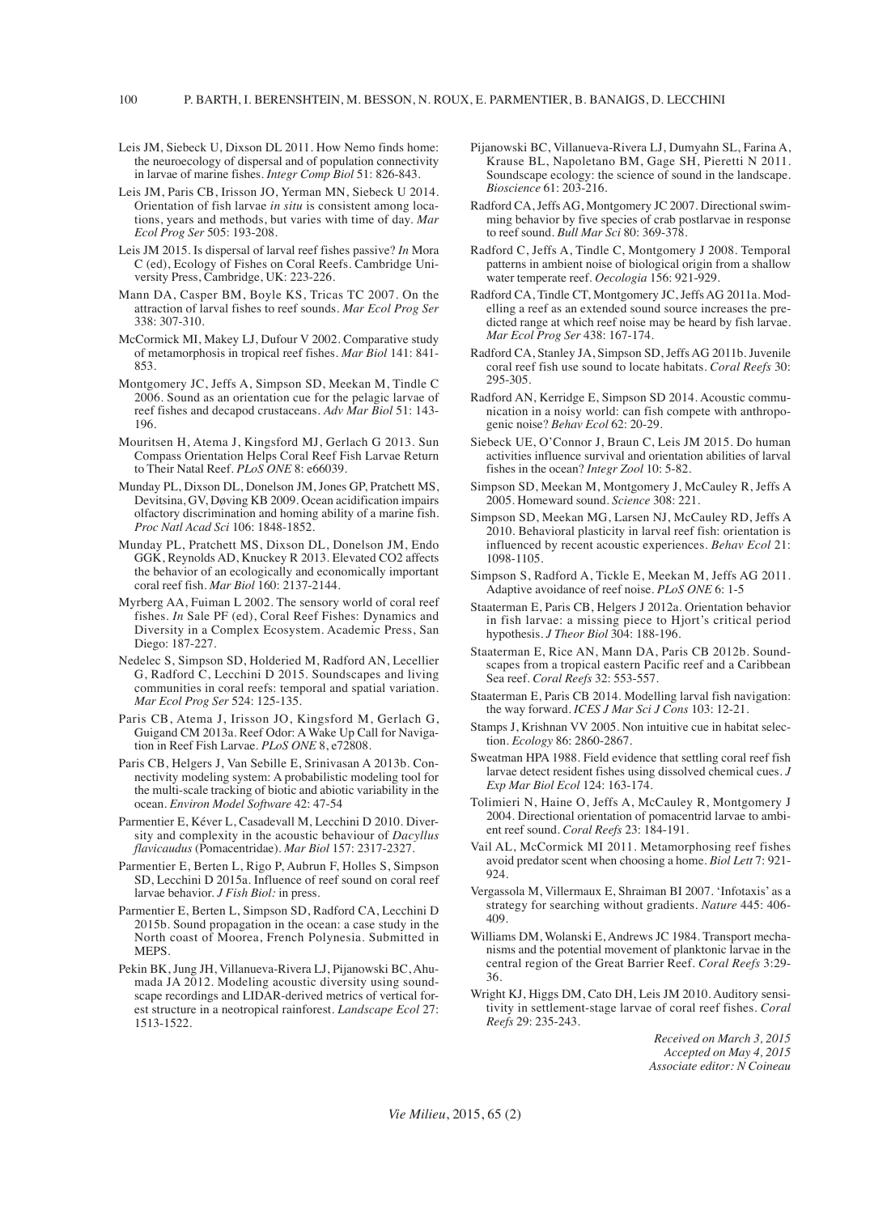Leis JM, Siebeck U, Dixson DL 2011. How Nemo finds home: the neuroecology of dispersal and of population connectivity in larvae of marine fishes. *Integr Comp Biol* 51: 826-843.

Leis JM, Paris CB, Irisson JO, Yerman MN, Siebeck U 2014. Orientation of fish larvae *in situ* is consistent among locations, years and methods, but varies with time of day. *Mar Ecol Prog Ser* 505: 193-208.

Leis JM 2015. Is dispersal of larval reef fishes passive? *In* Mora C (ed), Ecology of Fishes on Coral Reefs. Cambridge University Press, Cambridge, UK: 223-226.

Mann DA, Casper BM, Boyle KS, Tricas TC 2007. On the attraction of larval fishes to reef sounds. *Mar Ecol Prog Ser* 338: 307-310.

McCormick MI, Makey LJ, Dufour V 2002. Comparative study of metamorphosis in tropical reef fishes. *Mar Biol* 141: 841-853.

Montgomery JC, Jeffs A, Simpson SD, Meekan M, Tindle C 2006. Sound as an orientation cue for the pelagic larvae of reef fishes and decapod crustaceans. *Adv Mar Biol* 51: 143-196.

Mouritsen H, Atema J, Kingsford MJ, Gerlach G 2013. Sun Compass Orientation Helps Coral Reef Fish Larvae Return to Their Natal Reef. *PLoS ONE* 8: e66039.

Munday PL, Dixson DL, Donelson JM, Jones GP, Pratchett MS, Devitsina, GV, Døving KB 2009. Ocean acidification impairs olfactory discrimination and homing ability of a marine fish. *Proc Natl Acad Sci* 106: 1848-1852.

Munday PL, Pratchett MS, Dixson DL, Donelson JM, Endo GGK, Reynolds AD, Knuckey R 2013. Elevated CO2 affects the behavior of an ecologically and economically important coral reef fish. *Mar Biol* 160: 2137-2144.

Myrberg AA, Fuiman L 2002. The sensory world of coral reef fishes. *In* Sale PF (ed), Coral Reef Fishes: Dynamics and Diversity in a Complex Ecosystem. Academic Press, San Diego: 187-227.

Nedelec S, Simpson SD, Holderied M, Radford AN, Lecellier G, Radford C, Lecchini D 2015. Soundscapes and living communities in coral reefs: temporal and spatial variation. *Mar Ecol Prog Ser* 524: 125-135.

Paris CB, Atema J, Irisson JO, Kingsford M, Gerlach G, Guigand CM 2013a. Reef Odor: A Wake Up Call for Navigation in Reef Fish Larvae. *PLoS ONE* 8, e72808.

Paris CB, Helgers J, Van Sebille E, Srinivasan A 2013b. Connectivity modeling system: A probabilistic modeling tool for the multi-scale tracking of biotic and abiotic variability in the ocean. *Environ Model Software* 42: 47-54

Parmentier E, Kéver L, Casadevall M, Lecchini D 2010. Diversity and complexity in the acoustic behaviour of *Dacyllus flavicaudus* (Pomacentridae). *Mar Biol* 157: 2317-2327.

Parmentier E, Berten L, Rigo P, Aubrun F, Holles S, Simpson SD, Lecchini D 2015a. Influence of reef sound on coral reef larvae behavior. *J Fish Biol:* in press.

Parmentier E, Berten L, Simpson SD, Radford CA, Lecchini D 2015b. Sound propagation in the ocean: a case study in the North coast of Moorea, French Polynesia. Submitted in MEPS.

Pekin BK, Jung JH, Villanueva-Rivera LJ, Pijanowski BC, Ahumada JA 2012. Modeling acoustic diversity using soundscape recordings and LIDAR-derived metrics of vertical forest structure in a neotropical rainforest. *Landscape Ecol* 27: 1513-1522.

Pijanowski BC, Villanueva-Rivera LJ, Dumyahn SL, Farina A, Krause BL, Napoletano BM, Gage SH, Pieretti N 2011. Soundscape ecology: the science of sound in the landscape. *Bioscience* 61: 203-216.

Radford CA, Jeffs AG, Montgomery JC 2007. Directional swimming behavior by five species of crab postlarvae in response to reef sound. *Bull Mar Sci* 80: 369-378.

Radford C, Jeffs A, Tindle C, Montgomery J 2008. Temporal patterns in ambient noise of biological origin from a shallow water temperate reef. *Oecologia* 156: 921-929.

Radford CA, Tindle CT, Montgomery JC, Jeffs AG 2011a. Modelling a reef as an extended sound source increases the predicted range at which reef noise may be heard by fish larvae. *Mar Ecol Prog Ser* 438: 167-174.

Radford CA, Stanley JA, Simpson SD, Jeffs AG 2011b. Juvenile coral reef fish use sound to locate habitats. *Coral Reefs* 30: 295-305.

Radford AN, Kerridge E, Simpson SD 2014. Acoustic communication in a noisy world: can fish compete with anthropogenic noise? *Behav Ecol* 62: 20-29.

Siebeck UE, O'Connor J, Braun C, Leis JM 2015. Do human activities influence survival and orientation abilities of larval fishes in the ocean? *Integr Zool* 10: 5-82.

Simpson SD, Meekan M, Montgomery J, McCauley R, Jeffs A 2005. Homeward sound. *Science* 308: 221.

Simpson SD, Meekan MG, Larsen NJ, McCauley RD, Jeffs A 2010. Behavioral plasticity in larval reef fish: orientation is influenced by recent acoustic experiences. *Behav Ecol* 21: 1098-1105.

Simpson S, Radford A, Tickle E, Meekan M, Jeffs AG 2011. Adaptive avoidance of reef noise. *PLoS ONE* 6: 1-5

Staaterman E, Paris CB, Helgers J 2012a. Orientation behavior in fish larvae: a missing piece to Hjort's critical period hypothesis. *J Theor Biol* 304: 188-196.

Staaterman E, Rice AN, Mann DA, Paris CB 2012b. Soundscapes from a tropical eastern Pacific reef and a Caribbean Sea reef. *Coral Reefs* 32: 553-557.

Staaterman E, Paris CB 2014. Modelling larval fish navigation: the way forward. *ICES J Mar Sci J Cons* 103: 12-21.

Stamps J, Krishnan VV 2005. Non intuitive cue in habitat selection. *Ecology* 86: 2860-2867.

Sweatman HPA 1988. Field evidence that settling coral reef fish larvae detect resident fishes using dissolved chemical cues. *J Exp Mar Biol Ecol* 124: 163-174.

Tolimieri N, Haine O, Jeffs A, McCauley R, Montgomery J 2004. Directional orientation of pomacentrid larvae to ambient reef sound. *Coral Reefs* 23: 184-191.

Vail AL, McCormick MI 2011. Metamorphosing reef fishes avoid predator scent when choosing a home. *Biol Lett* 7: 921-924.

Vergassola M, Villermaux E, Shraiman BI 2007. 'Infotaxis' as a strategy for searching without gradients. *Nature* 445: 406-409.

Williams DM, Wolanski E, Andrews JC 1984. Transport mechanisms and the potential movement of planktonic larvae in the central region of the Great Barrier Reef. *Coral Reefs* 3:29-36.

Wright KJ, Higgs DM, Cato DH, Leis JM 2010. Auditory sensitivity in settlement-stage larvae of coral reef fishes. *Coral Reefs* 29: 235-243.

*Received on March 3, 2015*
*Accepted on May 4, 2015*
*Associate editor: N Coineau*